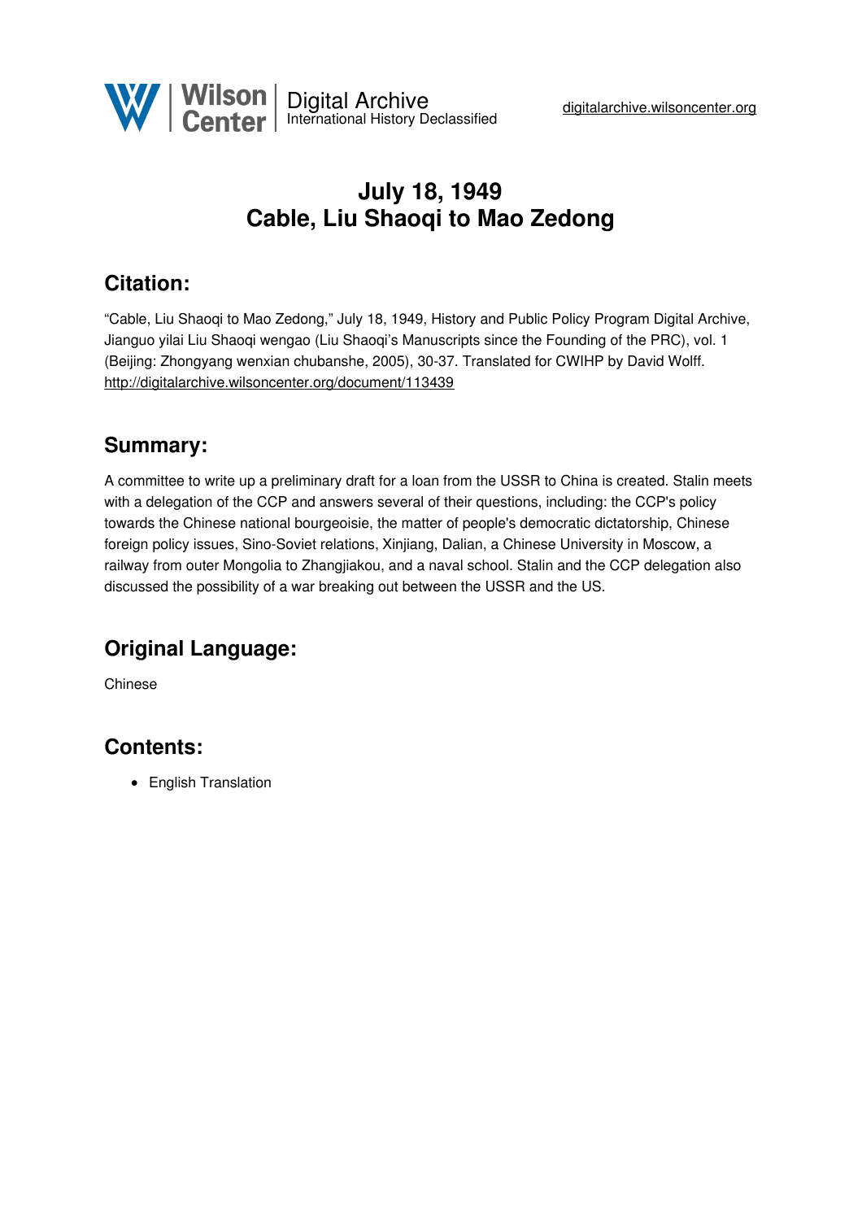# July 18, 1949
# Cable, Liu Shaoqi to Mao Zedong

## Citation:

"Cable, Liu Shaoqi to Mao Zedong," July 18, 1949, History and Public Policy Program Digital Archive, Jianguo yilai Liu Shaoqi wengao (Liu Shaoqi's Manuscripts since the Founding of the PRC), vol. 1 (Beijing: Zhongyang wenxian chubanshe, 2005), 30-37. Translated for CWIHP by David Wolff.
http://digitalarchive.wilsoncenter.org/document/113439

## Summary:

A committee to write up a preliminary draft for a loan from the USSR to China is created. Stalin meets with a delegation of the CCP and answers several of their questions, including: the CCP's policy towards the Chinese national bourgeoisie, the matter of people's democratic dictatorship, Chinese foreign policy issues, Sino-Soviet relations, Xinjiang, Dalian, a Chinese University in Moscow, a railway from outer Mongolia to Zhangjiakou, and a naval school. Stalin and the CCP delegation also discussed the possibility of a war breaking out between the USSR and the US.

## Original Language:

Chinese

## Contents:

- English Translation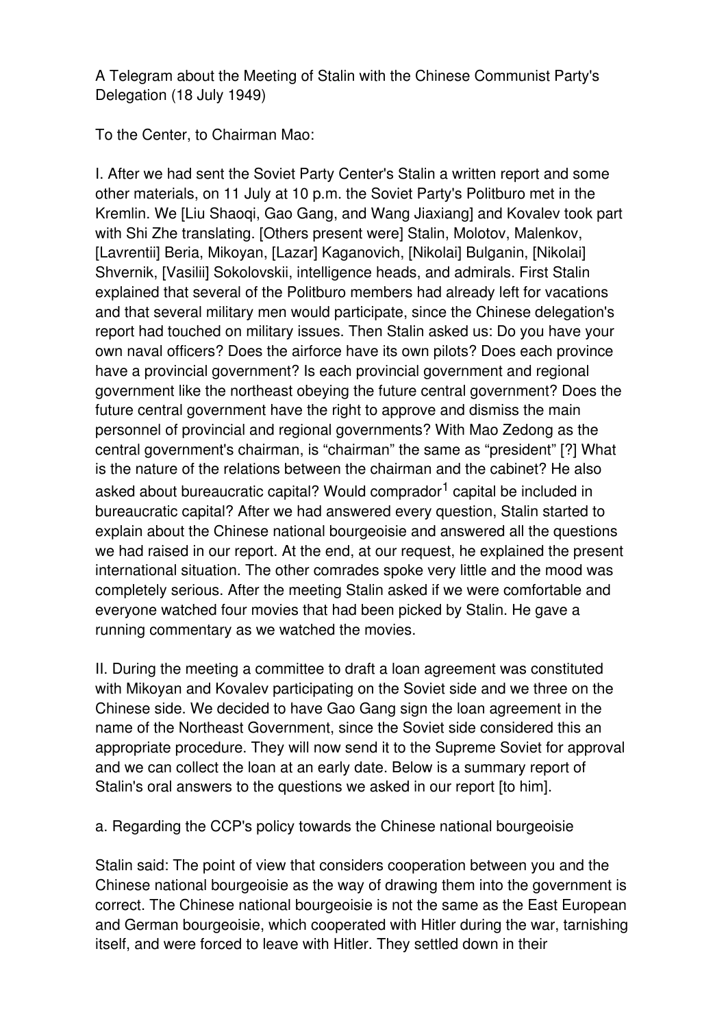A Telegram about the Meeting of Stalin with the Chinese Communist Party's Delegation (18 July 1949)

To the Center, to Chairman Mao:

I. After we had sent the Soviet Party Center's Stalin a written report and some other materials, on 11 July at 10 p.m. the Soviet Party's Politburo met in the Kremlin. We [Liu Shaoqi, Gao Gang, and Wang Jiaxiang] and Kovalev took part with Shi Zhe translating. [Others present were] Stalin, Molotov, Malenkov, [Lavrentii] Beria, Mikoyan, [Lazar] Kaganovich, [Nikolai] Bulganin, [Nikolai] Shvernik, [Vasilii] Sokolovskii, intelligence heads, and admirals. First Stalin explained that several of the Politburo members had already left for vacations and that several military men would participate, since the Chinese delegation's report had touched on military issues. Then Stalin asked us: Do you have your own naval officers? Does the airforce have its own pilots? Does each province have a provincial government? Is each provincial government and regional government like the northeast obeying the future central government? Does the future central government have the right to approve and dismiss the main personnel of provincial and regional governments? With Mao Zedong as the central government's chairman, is "chairman" the same as "president" [?] What is the nature of the relations between the chairman and the cabinet? He also asked about bureaucratic capital? Would comprador[1] capital be included in bureaucratic capital? After we had answered every question, Stalin started to explain about the Chinese national bourgeoisie and answered all the questions we had raised in our report. At the end, at our request, he explained the present international situation. The other comrades spoke very little and the mood was completely serious. After the meeting Stalin asked if we were comfortable and everyone watched four movies that had been picked by Stalin. He gave a running commentary as we watched the movies.

II. During the meeting a committee to draft a loan agreement was constituted with Mikoyan and Kovalev participating on the Soviet side and we three on the Chinese side. We decided to have Gao Gang sign the loan agreement in the name of the Northeast Government, since the Soviet side considered this an appropriate procedure. They will now send it to the Supreme Soviet for approval and we can collect the loan at an early date. Below is a summary report of Stalin's oral answers to the questions we asked in our report [to him].

a. Regarding the CCP's policy towards the Chinese national bourgeoisie

Stalin said: The point of view that considers cooperation between you and the Chinese national bourgeoisie as the way of drawing them into the government is correct. The Chinese national bourgeoisie is not the same as the East European and German bourgeoisie, which cooperated with Hitler during the war, tarnishing itself, and were forced to leave with Hitler. They settled down in their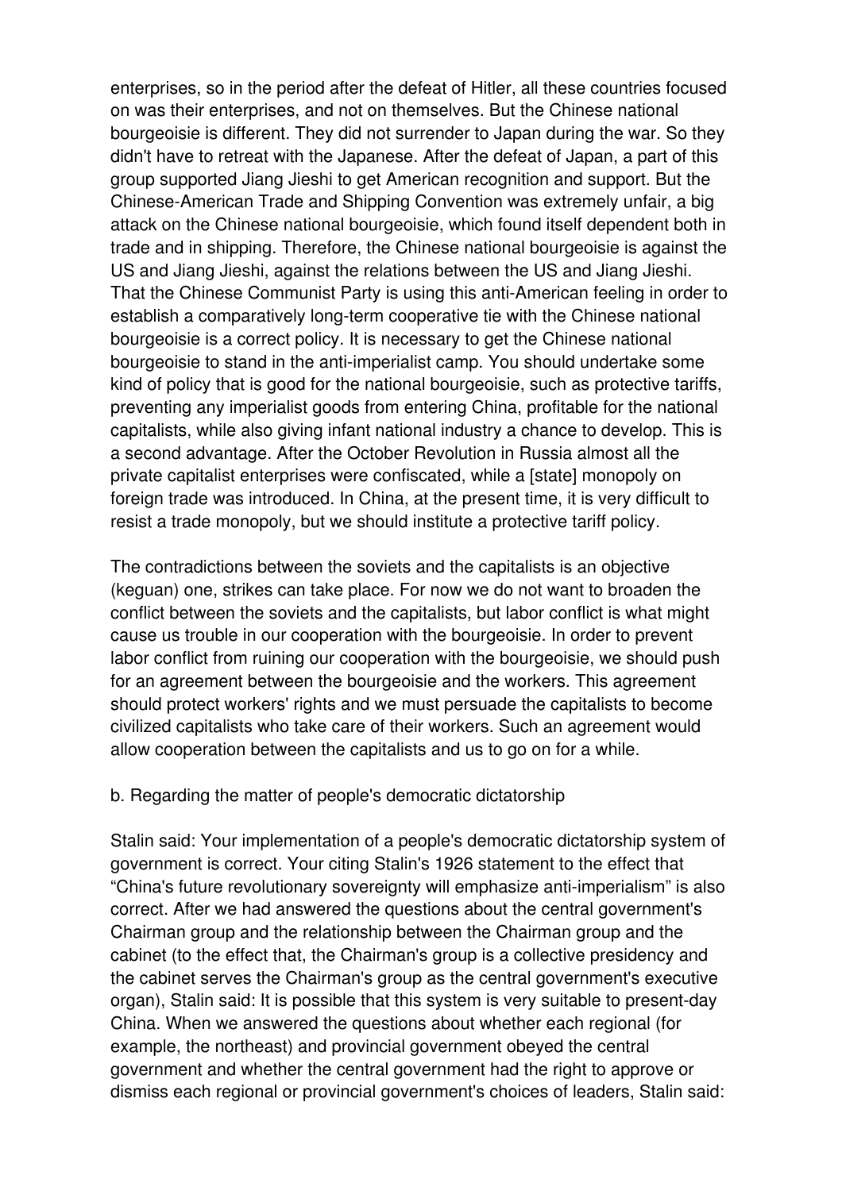enterprises, so in the period after the defeat of Hitler, all these countries focused on was their enterprises, and not on themselves. But the Chinese national bourgeoisie is different. They did not surrender to Japan during the war. So they didn't have to retreat with the Japanese. After the defeat of Japan, a part of this group supported Jiang Jieshi to get American recognition and support. But the Chinese-American Trade and Shipping Convention was extremely unfair, a big attack on the Chinese national bourgeoisie, which found itself dependent both in trade and in shipping. Therefore, the Chinese national bourgeoisie is against the US and Jiang Jieshi, against the relations between the US and Jiang Jieshi. That the Chinese Communist Party is using this anti-American feeling in order to establish a comparatively long-term cooperative tie with the Chinese national bourgeoisie is a correct policy. It is necessary to get the Chinese national bourgeoisie to stand in the anti-imperialist camp. You should undertake some kind of policy that is good for the national bourgeoisie, such as protective tariffs, preventing any imperialist goods from entering China, profitable for the national capitalists, while also giving infant national industry a chance to develop. This is a second advantage. After the October Revolution in Russia almost all the private capitalist enterprises were confiscated, while a [state] monopoly on foreign trade was introduced. In China, at the present time, it is very difficult to resist a trade monopoly, but we should institute a protective tariff policy.

The contradictions between the soviets and the capitalists is an objective (keguan) one, strikes can take place. For now we do not want to broaden the conflict between the soviets and the capitalists, but labor conflict is what might cause us trouble in our cooperation with the bourgeoisie. In order to prevent labor conflict from ruining our cooperation with the bourgeoisie, we should push for an agreement between the bourgeoisie and the workers. This agreement should protect workers' rights and we must persuade the capitalists to become civilized capitalists who take care of their workers. Such an agreement would allow cooperation between the capitalists and us to go on for a while.

b. Regarding the matter of people's democratic dictatorship

Stalin said: Your implementation of a people's democratic dictatorship system of government is correct. Your citing Stalin's 1926 statement to the effect that "China's future revolutionary sovereignty will emphasize anti-imperialism" is also correct. After we had answered the questions about the central government's Chairman group and the relationship between the Chairman group and the cabinet (to the effect that, the Chairman's group is a collective presidency and the cabinet serves the Chairman's group as the central government's executive organ), Stalin said: It is possible that this system is very suitable to present-day China. When we answered the questions about whether each regional (for example, the northeast) and provincial government obeyed the central government and whether the central government had the right to approve or dismiss each regional or provincial government's choices of leaders, Stalin said: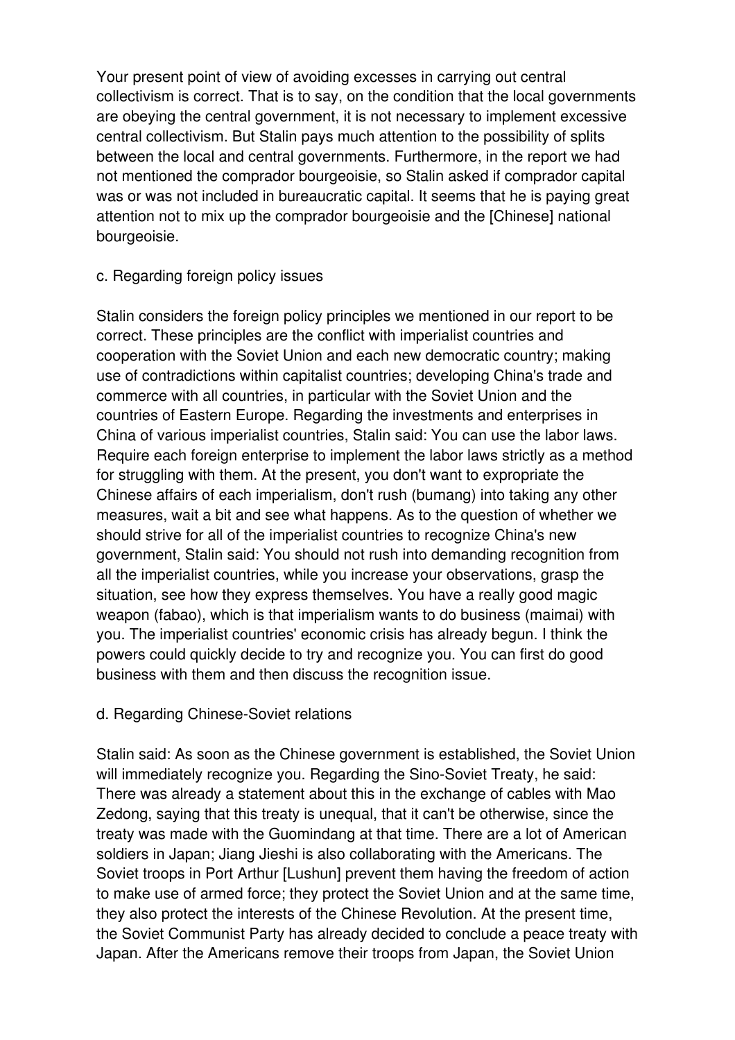Your present point of view of avoiding excesses in carrying out central collectivism is correct. That is to say, on the condition that the local governments are obeying the central government, it is not necessary to implement excessive central collectivism. But Stalin pays much attention to the possibility of splits between the local and central governments. Furthermore, in the report we had not mentioned the comprador bourgeoisie, so Stalin asked if comprador capital was or was not included in bureaucratic capital. It seems that he is paying great attention not to mix up the comprador bourgeoisie and the [Chinese] national bourgeoisie.

c. Regarding foreign policy issues

Stalin considers the foreign policy principles we mentioned in our report to be correct. These principles are the conflict with imperialist countries and cooperation with the Soviet Union and each new democratic country; making use of contradictions within capitalist countries; developing China's trade and commerce with all countries, in particular with the Soviet Union and the countries of Eastern Europe. Regarding the investments and enterprises in China of various imperialist countries, Stalin said: You can use the labor laws. Require each foreign enterprise to implement the labor laws strictly as a method for struggling with them. At the present, you don't want to expropriate the Chinese affairs of each imperialism, don't rush (bumang) into taking any other measures, wait a bit and see what happens. As to the question of whether we should strive for all of the imperialist countries to recognize China's new government, Stalin said: You should not rush into demanding recognition from all the imperialist countries, while you increase your observations, grasp the situation, see how they express themselves. You have a really good magic weapon (fabao), which is that imperialism wants to do business (maimai) with you. The imperialist countries' economic crisis has already begun. I think the powers could quickly decide to try and recognize you. You can first do good business with them and then discuss the recognition issue.

d. Regarding Chinese-Soviet relations

Stalin said: As soon as the Chinese government is established, the Soviet Union will immediately recognize you. Regarding the Sino-Soviet Treaty, he said: There was already a statement about this in the exchange of cables with Mao Zedong, saying that this treaty is unequal, that it can't be otherwise, since the treaty was made with the Guomindang at that time. There are a lot of American soldiers in Japan; Jiang Jieshi is also collaborating with the Americans. The Soviet troops in Port Arthur [Lushun] prevent them having the freedom of action to make use of armed force; they protect the Soviet Union and at the same time, they also protect the interests of the Chinese Revolution. At the present time, the Soviet Communist Party has already decided to conclude a peace treaty with Japan. After the Americans remove their troops from Japan, the Soviet Union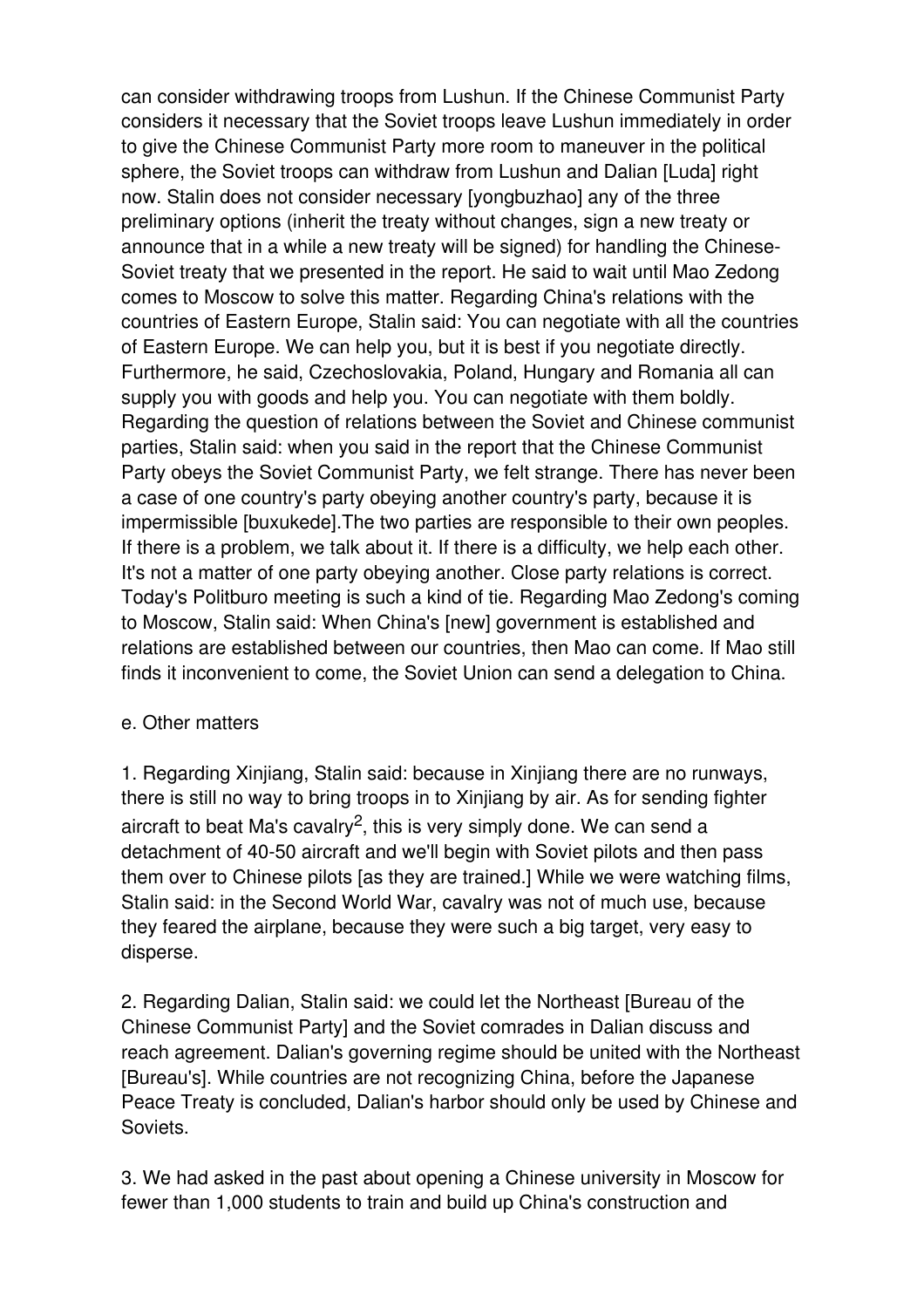can consider withdrawing troops from Lushun. If the Chinese Communist Party considers it necessary that the Soviet troops leave Lushun immediately in order to give the Chinese Communist Party more room to maneuver in the political sphere, the Soviet troops can withdraw from Lushun and Dalian [Luda] right now. Stalin does not consider necessary [yongbuzhao] any of the three preliminary options (inherit the treaty without changes, sign a new treaty or announce that in a while a new treaty will be signed) for handling the Chinese-Soviet treaty that we presented in the report. He said to wait until Mao Zedong comes to Moscow to solve this matter. Regarding China's relations with the countries of Eastern Europe, Stalin said: You can negotiate with all the countries of Eastern Europe. We can help you, but it is best if you negotiate directly. Furthermore, he said, Czechoslovakia, Poland, Hungary and Romania all can supply you with goods and help you. You can negotiate with them boldly. Regarding the question of relations between the Soviet and Chinese communist parties, Stalin said: when you said in the report that the Chinese Communist Party obeys the Soviet Communist Party, we felt strange. There has never been a case of one country's party obeying another country's party, because it is impermissible [buxukede].The two parties are responsible to their own peoples. If there is a problem, we talk about it. If there is a difficulty, we help each other. It's not a matter of one party obeying another. Close party relations is correct. Today's Politburo meeting is such a kind of tie. Regarding Mao Zedong's coming to Moscow, Stalin said: When China's [new] government is established and relations are established between our countries, then Mao can come. If Mao still finds it inconvenient to come, the Soviet Union can send a delegation to China.

e. Other matters

1. Regarding Xinjiang, Stalin said: because in Xinjiang there are no runways, there is still no way to bring troops in to Xinjiang by air. As for sending fighter aircraft to beat Ma's cavalry[2], this is very simply done. We can send a detachment of 40-50 aircraft and we'll begin with Soviet pilots and then pass them over to Chinese pilots [as they are trained.] While we were watching films, Stalin said: in the Second World War, cavalry was not of much use, because they feared the airplane, because they were such a big target, very easy to disperse.

2. Regarding Dalian, Stalin said: we could let the Northeast [Bureau of the Chinese Communist Party] and the Soviet comrades in Dalian discuss and reach agreement. Dalian's governing regime should be united with the Northeast [Bureau's]. While countries are not recognizing China, before the Japanese Peace Treaty is concluded, Dalian's harbor should only be used by Chinese and Soviets.

3. We had asked in the past about opening a Chinese university in Moscow for fewer than 1,000 students to train and build up China's construction and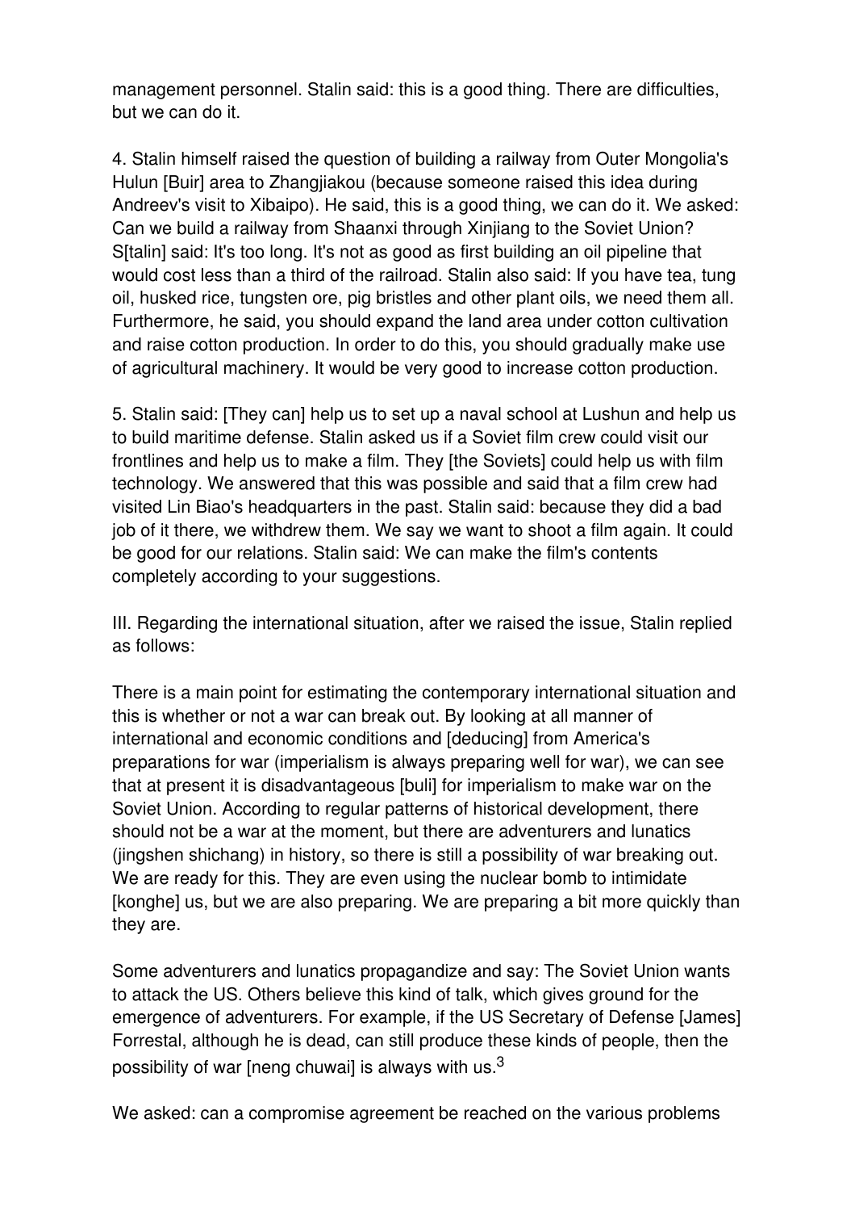management personnel. Stalin said: this is a good thing. There are difficulties, but we can do it.

4. Stalin himself raised the question of building a railway from Outer Mongolia's Hulun [Buir] area to Zhangjiakou (because someone raised this idea during Andreev's visit to Xibaipo). He said, this is a good thing, we can do it. We asked: Can we build a railway from Shaanxi through Xinjiang to the Soviet Union? S[talin] said: It's too long. It's not as good as first building an oil pipeline that would cost less than a third of the railroad. Stalin also said: If you have tea, tung oil, husked rice, tungsten ore, pig bristles and other plant oils, we need them all. Furthermore, he said, you should expand the land area under cotton cultivation and raise cotton production. In order to do this, you should gradually make use of agricultural machinery. It would be very good to increase cotton production.

5. Stalin said: [They can] help us to set up a naval school at Lushun and help us to build maritime defense. Stalin asked us if a Soviet film crew could visit our frontlines and help us to make a film. They [the Soviets] could help us with film technology. We answered that this was possible and said that a film crew had visited Lin Biao's headquarters in the past. Stalin said: because they did a bad job of it there, we withdrew them. We say we want to shoot a film again. It could be good for our relations. Stalin said: We can make the film's contents completely according to your suggestions.

III. Regarding the international situation, after we raised the issue, Stalin replied as follows:

There is a main point for estimating the contemporary international situation and this is whether or not a war can break out. By looking at all manner of international and economic conditions and [deducing] from America's preparations for war (imperialism is always preparing well for war), we can see that at present it is disadvantageous [buli] for imperialism to make war on the Soviet Union. According to regular patterns of historical development, there should not be a war at the moment, but there are adventurers and lunatics (jingshen shichang) in history, so there is still a possibility of war breaking out. We are ready for this. They are even using the nuclear bomb to intimidate [konghe] us, but we are also preparing. We are preparing a bit more quickly than they are.

Some adventurers and lunatics propagandize and say: The Soviet Union wants to attack the US. Others believe this kind of talk, which gives ground for the emergence of adventurers. For example, if the US Secretary of Defense [James] Forrestal, although he is dead, can still produce these kinds of people, then the possibility of war [neng chuwai] is always with us.[3]

We asked: can a compromise agreement be reached on the various problems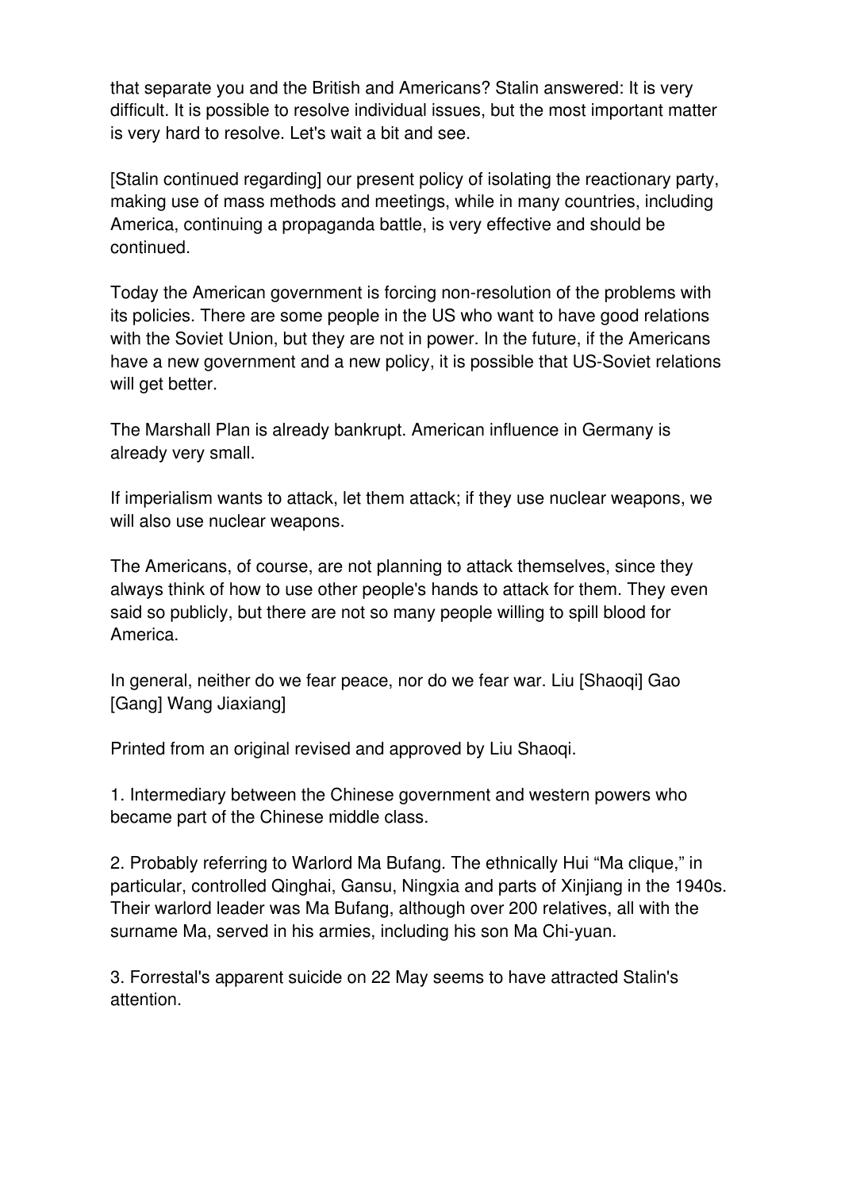that separate you and the British and Americans? Stalin answered: It is very difficult. It is possible to resolve individual issues, but the most important matter is very hard to resolve. Let's wait a bit and see.

[Stalin continued regarding] our present policy of isolating the reactionary party, making use of mass methods and meetings, while in many countries, including America, continuing a propaganda battle, is very effective and should be continued.

Today the American government is forcing non-resolution of the problems with its policies. There are some people in the US who want to have good relations with the Soviet Union, but they are not in power. In the future, if the Americans have a new government and a new policy, it is possible that US-Soviet relations will get better.

The Marshall Plan is already bankrupt. American influence in Germany is already very small.

If imperialism wants to attack, let them attack; if they use nuclear weapons, we will also use nuclear weapons.

The Americans, of course, are not planning to attack themselves, since they always think of how to use other people's hands to attack for them. They even said so publicly, but there are not so many people willing to spill blood for America.

In general, neither do we fear peace, nor do we fear war. Liu [Shaoqi] Gao [Gang] Wang Jiaxiang]

Printed from an original revised and approved by Liu Shaoqi.

1. Intermediary between the Chinese government and western powers who became part of the Chinese middle class.

2. Probably referring to Warlord Ma Bufang. The ethnically Hui "Ma clique," in particular, controlled Qinghai, Gansu, Ningxia and parts of Xinjiang in the 1940s. Their warlord leader was Ma Bufang, although over 200 relatives, all with the surname Ma, served in his armies, including his son Ma Chi-yuan.

3. Forrestal's apparent suicide on 22 May seems to have attracted Stalin's attention.